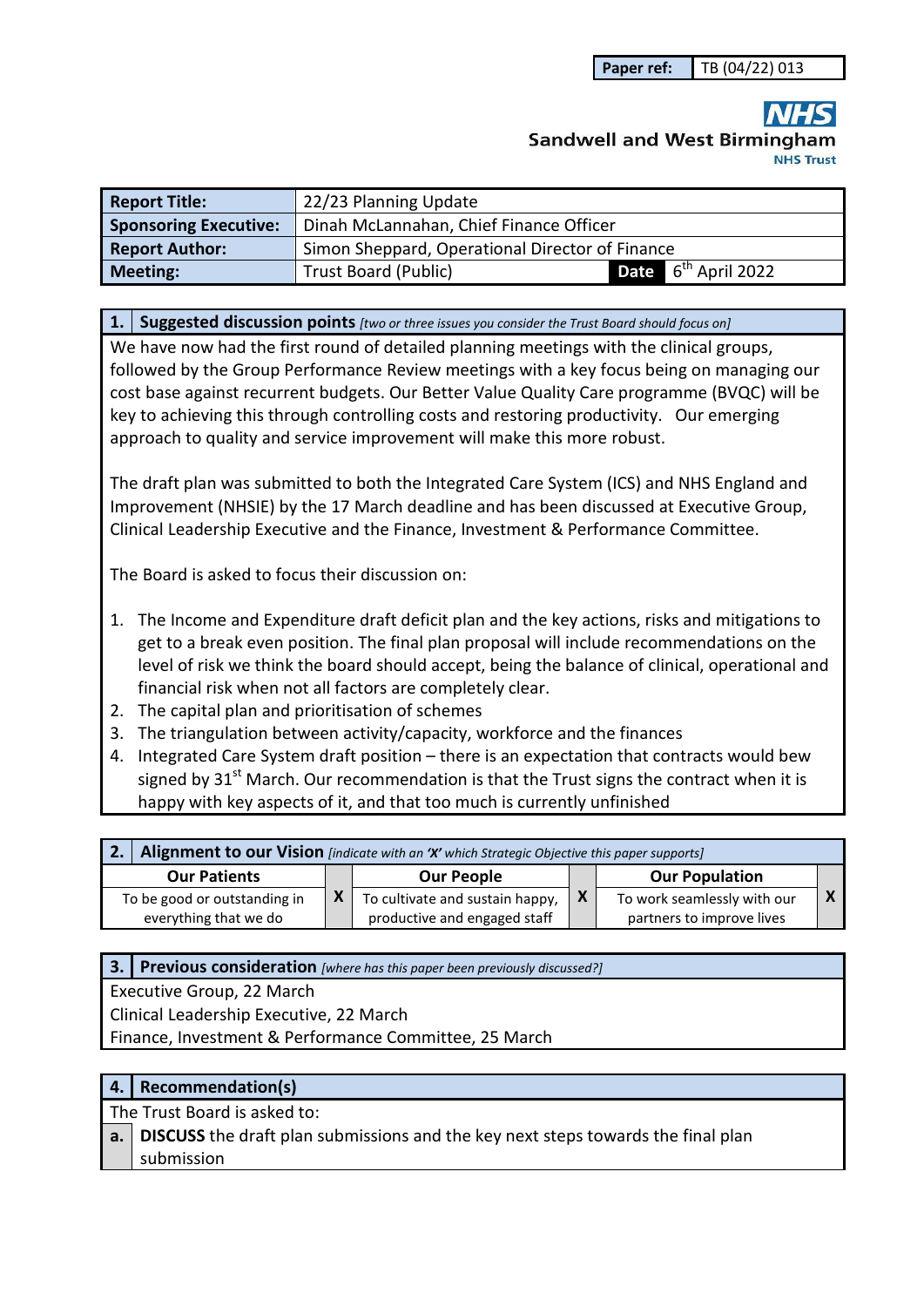| Paper ref: | TB (04/22) 013 |
|---|---|

**Sandwell and West Birmingham**
NHS Trust

| Report Title: | 22/23 Planning Update | | |
|---|---|---|---|
| Sponsoring Executive: | Dinah McLannahan, Chief Finance Officer | | |
| Report Author: | Simon Sheppard, Operational Director of Finance | | |
| Meeting: | Trust Board (Public) | Date | 6th April 2022 |

## 1. Suggested discussion points *[two or three issues you consider the Trust Board should focus on]*

We have now had the first round of detailed planning meetings with the clinical groups, followed by the Group Performance Review meetings with a key focus being on managing our cost base against recurrent budgets. Our Better Value Quality Care programme (BVQC) will be key to achieving this through controlling costs and restoring productivity. Our emerging approach to quality and service improvement will make this more robust.

The draft plan was submitted to both the Integrated Care System (ICS) and NHS England and Improvement (NHSIE) by the 17 March deadline and has been discussed at Executive Group, Clinical Leadership Executive and the Finance, Investment & Performance Committee.

The Board is asked to focus their discussion on:

1. The Income and Expenditure draft deficit plan and the key actions, risks and mitigations to get to a break even position. The final plan proposal will include recommendations on the level of risk we think the board should accept, being the balance of clinical, operational and financial risk when not all factors are completely clear.
2. The capital plan and prioritisation of schemes
3. The triangulation between activity/capacity, workforce and the finances
4. Integrated Care System draft position – there is an expectation that contracts would bew signed by 31st March. Our recommendation is that the Trust signs the contract when it is happy with key aspects of it, and that too much is currently unfinished

## 2. Alignment to our Vision *[indicate with an 'X' which Strategic Objective this paper supports]*

| Our Patients | | Our People | | Our Population | |
|---|---|---|---|---|---|
| To be good or outstanding in everything that we do | X | To cultivate and sustain happy, productive and engaged staff | X | To work seamlessly with our partners to improve lives | X |

## 3. Previous consideration *[where has this paper been previously discussed?]*

Executive Group, 22 March
Clinical Leadership Executive, 22 March
Finance, Investment & Performance Committee, 25 March

## 4. Recommendation(s)

The Trust Board is asked to:

| a. | **DISCUSS** the draft plan submissions and the key next steps towards the final plan submission |
|---|---|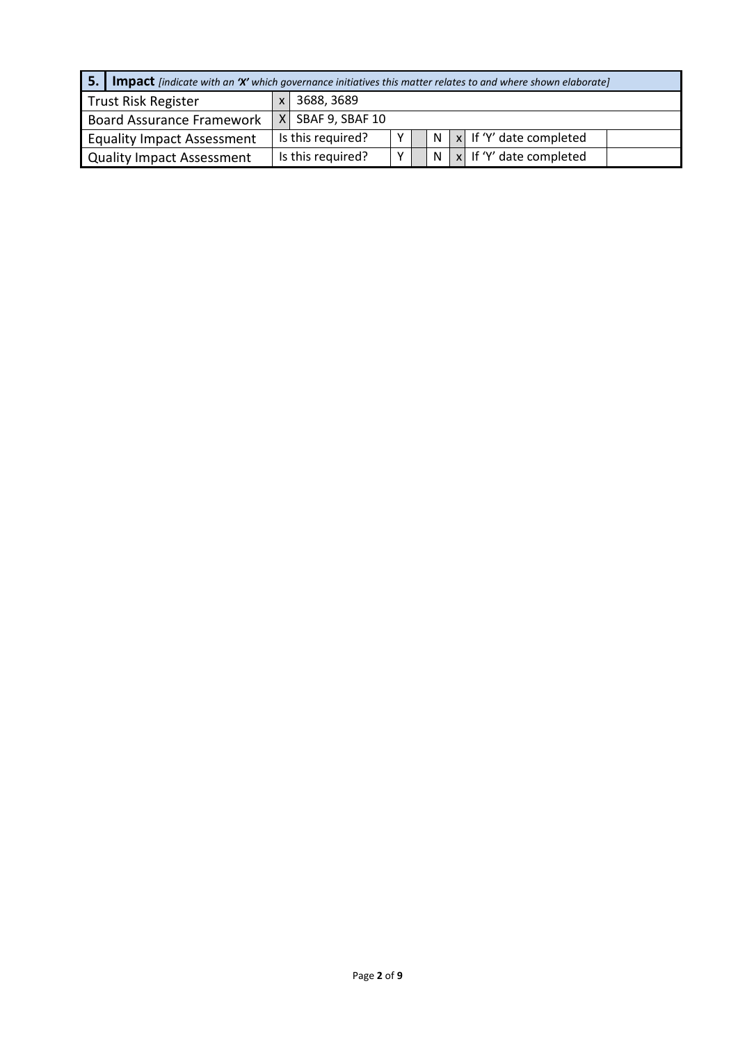| 5. | **Impact** *[indicate with an* ***'X'*** *which governance initiatives this matter relates to and where shown elaborate]* | | | | | | | |
|---|---|---|---|---|---|---|---|---|
| Trust Risk Register | | x | 3688, 3689 | | | | | |
| Board Assurance Framework | | X | SBAF 9, SBAF 10 | | | | | |
| Equality Impact Assessment | | Is this required? | Y | | N | x | If 'Y' date completed | |
| Quality Impact Assessment | | Is this required? | Y | | N | x | If 'Y' date completed | |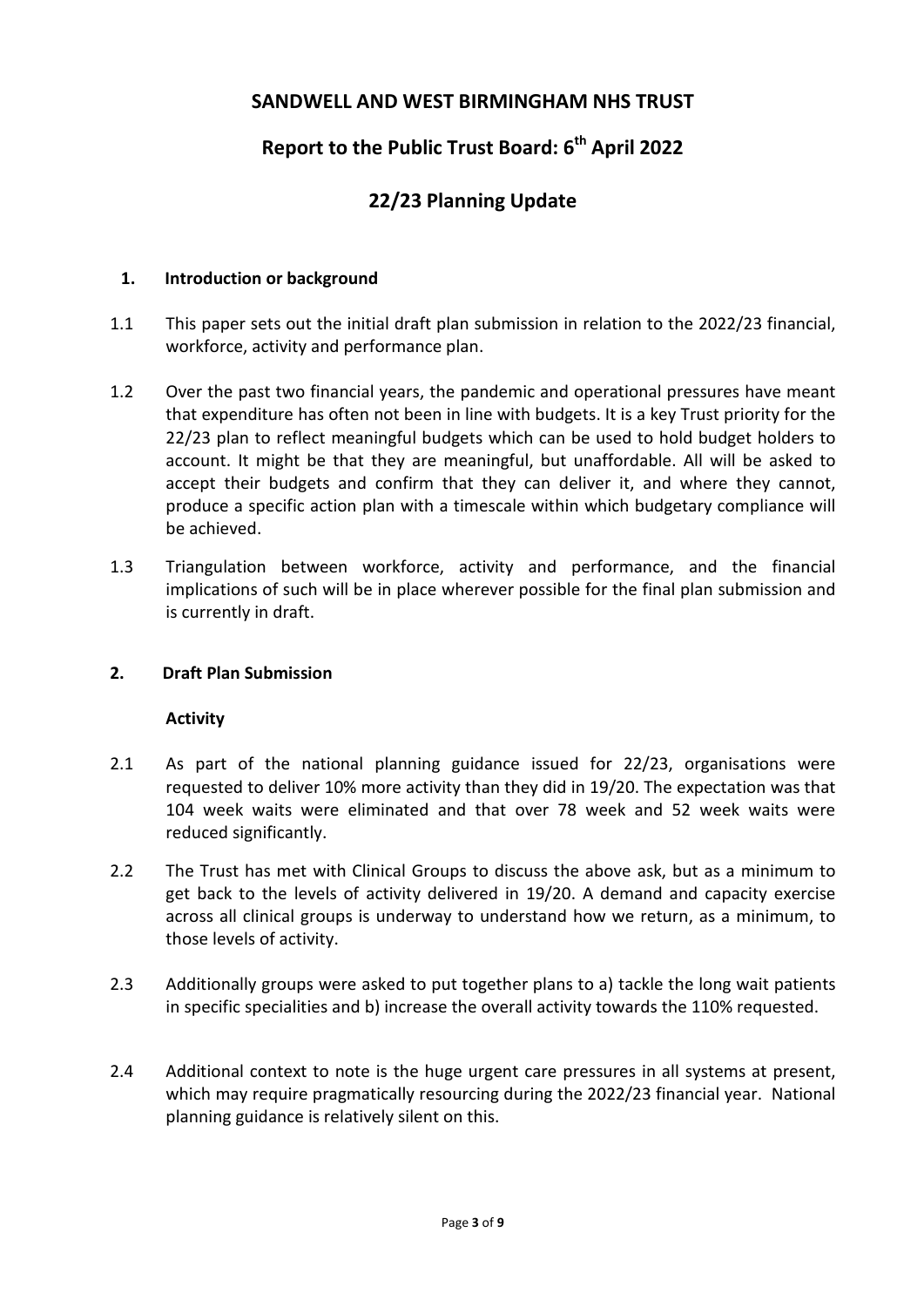# SANDWELL AND WEST BIRMINGHAM NHS TRUST

## Report to the Public Trust Board: 6th April 2022

## 22/23 Planning Update

### 1. Introduction or background

1.1 This paper sets out the initial draft plan submission in relation to the 2022/23 financial, workforce, activity and performance plan.

1.2 Over the past two financial years, the pandemic and operational pressures have meant that expenditure has often not been in line with budgets. It is a key Trust priority for the 22/23 plan to reflect meaningful budgets which can be used to hold budget holders to account. It might be that they are meaningful, but unaffordable. All will be asked to accept their budgets and confirm that they can deliver it, and where they cannot, produce a specific action plan with a timescale within which budgetary compliance will be achieved.

1.3 Triangulation between workforce, activity and performance, and the financial implications of such will be in place wherever possible for the final plan submission and is currently in draft.

### 2. Draft Plan Submission

**Activity**

2.1 As part of the national planning guidance issued for 22/23, organisations were requested to deliver 10% more activity than they did in 19/20. The expectation was that 104 week waits were eliminated and that over 78 week and 52 week waits were reduced significantly.

2.2 The Trust has met with Clinical Groups to discuss the above ask, but as a minimum to get back to the levels of activity delivered in 19/20. A demand and capacity exercise across all clinical groups is underway to understand how we return, as a minimum, to those levels of activity.

2.3 Additionally groups were asked to put together plans to a) tackle the long wait patients in specific specialities and b) increase the overall activity towards the 110% requested.

2.4 Additional context to note is the huge urgent care pressures in all systems at present, which may require pragmatically resourcing during the 2022/23 financial year. National planning guidance is relatively silent on this.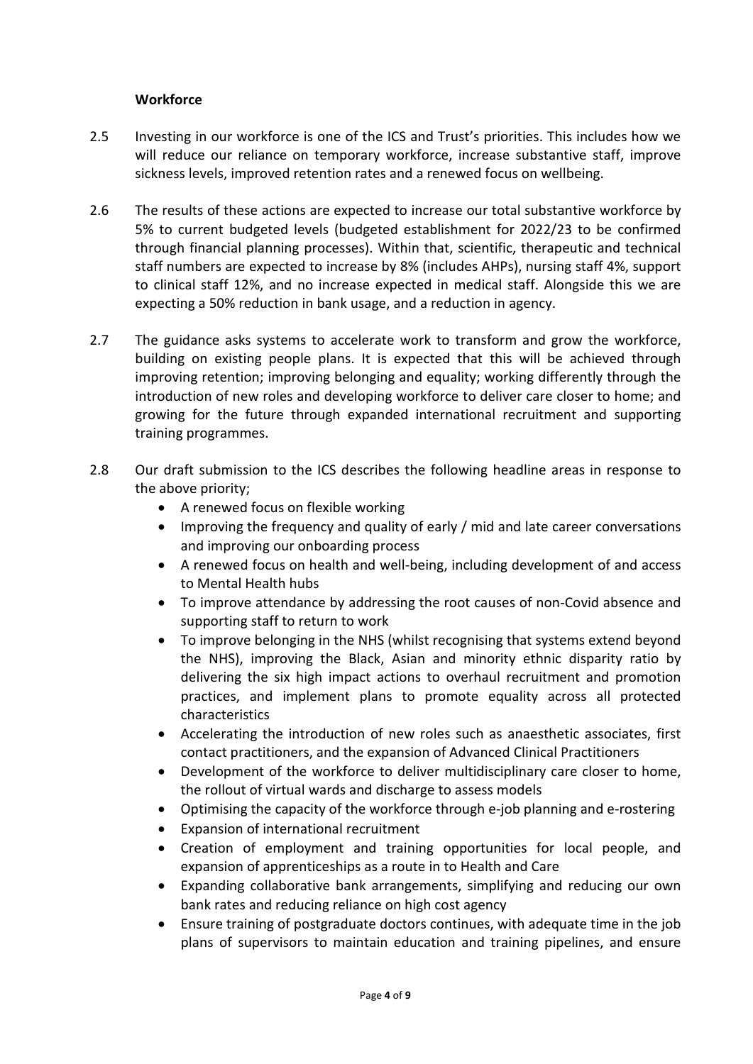**Workforce**

2.5 Investing in our workforce is one of the ICS and Trust's priorities. This includes how we will reduce our reliance on temporary workforce, increase substantive staff, improve sickness levels, improved retention rates and a renewed focus on wellbeing.

2.6 The results of these actions are expected to increase our total substantive workforce by 5% to current budgeted levels (budgeted establishment for 2022/23 to be confirmed through financial planning processes). Within that, scientific, therapeutic and technical staff numbers are expected to increase by 8% (includes AHPs), nursing staff 4%, support to clinical staff 12%, and no increase expected in medical staff. Alongside this we are expecting a 50% reduction in bank usage, and a reduction in agency.

2.7 The guidance asks systems to accelerate work to transform and grow the workforce, building on existing people plans. It is expected that this will be achieved through improving retention; improving belonging and equality; working differently through the introduction of new roles and developing workforce to deliver care closer to home; and growing for the future through expanded international recruitment and supporting training programmes.

2.8 Our draft submission to the ICS describes the following headline areas in response to the above priority;

- A renewed focus on flexible working
- Improving the frequency and quality of early / mid and late career conversations and improving our onboarding process
- A renewed focus on health and well-being, including development of and access to Mental Health hubs
- To improve attendance by addressing the root causes of non-Covid absence and supporting staff to return to work
- To improve belonging in the NHS (whilst recognising that systems extend beyond the NHS), improving the Black, Asian and minority ethnic disparity ratio by delivering the six high impact actions to overhaul recruitment and promotion practices, and implement plans to promote equality across all protected characteristics
- Accelerating the introduction of new roles such as anaesthetic associates, first contact practitioners, and the expansion of Advanced Clinical Practitioners
- Development of the workforce to deliver multidisciplinary care closer to home, the rollout of virtual wards and discharge to assess models
- Optimising the capacity of the workforce through e-job planning and e-rostering
- Expansion of international recruitment
- Creation of employment and training opportunities for local people, and expansion of apprenticeships as a route in to Health and Care
- Expanding collaborative bank arrangements, simplifying and reducing our own bank rates and reducing reliance on high cost agency
- Ensure training of postgraduate doctors continues, with adequate time in the job plans of supervisors to maintain education and training pipelines, and ensure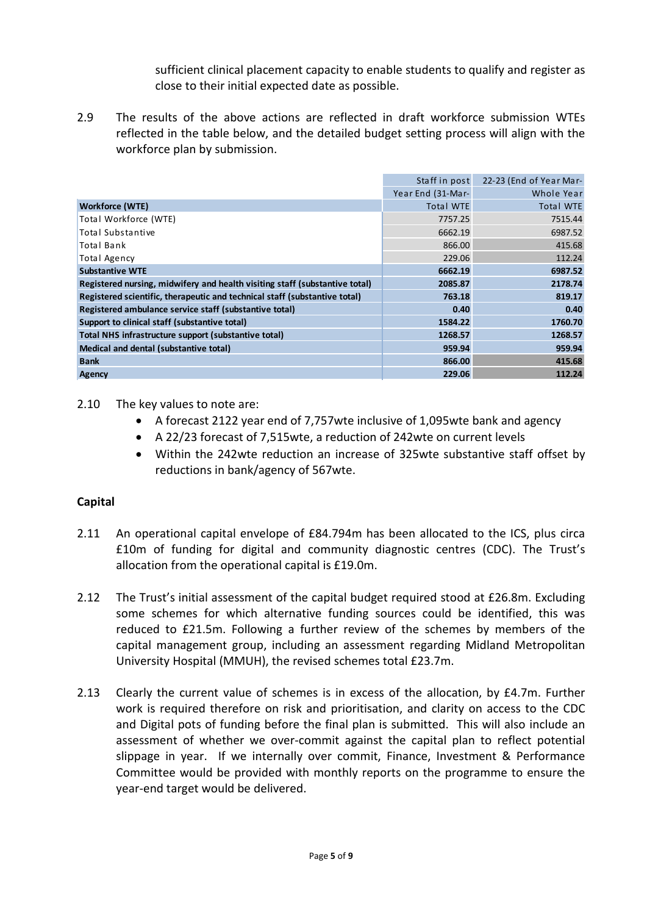sufficient clinical placement capacity to enable students to qualify and register as close to their initial expected date as possible.

2.9 The results of the above actions are reflected in draft workforce submission WTEs reflected in the table below, and the detailed budget setting process will align with the workforce plan by submission.

| | Staff in post | 22-23 (End of Year Mar- |
|---|---|---|
| | Year End (31-Mar- | Whole Year |
| **Workforce (WTE)** | Total WTE | Total WTE |
| Total Workforce (WTE) | 7757.25 | 7515.44 |
| Total Substantive | 6662.19 | 6987.52 |
| Total Bank | 866.00 | 415.68 |
| Total Agency | 229.06 | 112.24 |
| **Substantive WTE** | **6662.19** | **6987.52** |
| **Registered nursing, midwifery and health visiting staff (substantive total)** | **2085.87** | **2178.74** |
| **Registered scientific, therapeutic and technical staff (substantive total)** | **763.18** | **819.17** |
| **Registered ambulance service staff (substantive total)** | **0.40** | **0.40** |
| **Support to clinical staff (substantive total)** | **1584.22** | **1760.70** |
| **Total NHS infrastructure support (substantive total)** | **1268.57** | **1268.57** |
| **Medical and dental (substantive total)** | **959.94** | **959.94** |
| **Bank** | **866.00** | **415.68** |
| **Agency** | **229.06** | **112.24** |

2.10 The key values to note are:

- A forecast 2122 year end of 7,757wte inclusive of 1,095wte bank and agency
- A 22/23 forecast of 7,515wte, a reduction of 242wte on current levels
- Within the 242wte reduction an increase of 325wte substantive staff offset by reductions in bank/agency of 567wte.

## Capital

2.11 An operational capital envelope of £84.794m has been allocated to the ICS, plus circa £10m of funding for digital and community diagnostic centres (CDC). The Trust's allocation from the operational capital is £19.0m.

2.12 The Trust's initial assessment of the capital budget required stood at £26.8m. Excluding some schemes for which alternative funding sources could be identified, this was reduced to £21.5m. Following a further review of the schemes by members of the capital management group, including an assessment regarding Midland Metropolitan University Hospital (MMUH), the revised schemes total £23.7m.

2.13 Clearly the current value of schemes is in excess of the allocation, by £4.7m. Further work is required therefore on risk and prioritisation, and clarity on access to the CDC and Digital pots of funding before the final plan is submitted. This will also include an assessment of whether we over-commit against the capital plan to reflect potential slippage in year. If we internally over commit, Finance, Investment & Performance Committee would be provided with monthly reports on the programme to ensure the year-end target would be delivered.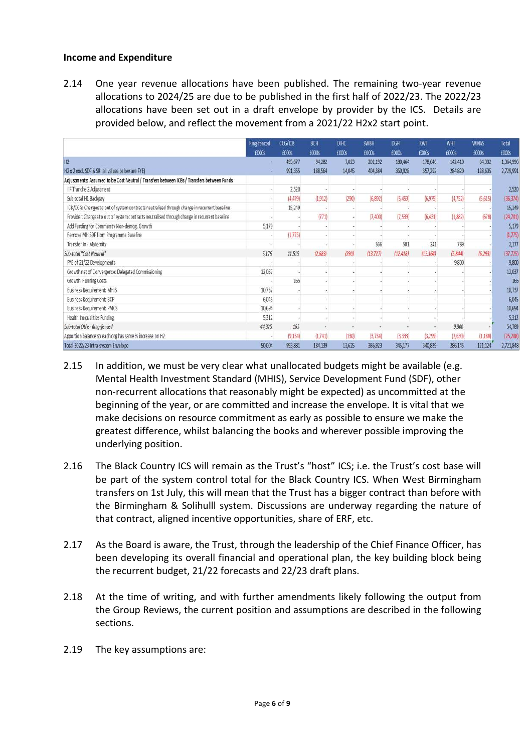**Income and Expenditure**

2.14 One year revenue allocations have been published. The remaining two-year revenue allocations to 2024/25 are due to be published in the first half of 2022/23. The 2022/23 allocations have been set out in a draft envelope by provider by the ICS. Details are provided below, and reflect the movement from a 2021/22 H2x2 start point.

| | Ring-fenced £000s | CCG/ICB £000s | BCH £000s | DIHC £000s | SWBH £000s | DGFT £000s | RWT £000s | WHT £000s | WMAS £000s | Total £000s |
|---|---|---|---|---|---|---|---|---|---|---|
| H2 | - | 495,677 | 94,282 | 7,023 | 202,192 | 180,464 | 178,646 | 142,410 | 64,302 | 1,364,996 |
| H2 x 2 excl. SDF & SR (all values below are FYE) | - | 991,355 | 188,564 | 14,045 | 404,384 | 360,928 | 357,292 | 284,820 | 128,605 | 2,729,991 |
| Adjustments: Assumed to be Cost Neutral / Transfers between ICBs / Transfers between Funds | | | | | | | | | | |
| IIF Tranche 2 Adjustment | - | 2,520 | - | - | - | - | - | - | - | 2,520 |
| Sub-total H1 Backpay | - | (4,479) | (1,912) | (290) | (6,892) | (5,459) | (6,975) | (4,752) | (5,615) | (36,374) |
| ICB/CCG: Changes to out of system contracts neutralised through change in recurrent baseline | - | 15,249 | - | - | - | - | - | - | - | 15,249 |
| Provider: Changes to out of system contracts neutralised through change in recurrent baseline | - | - | (771) | - | (7,400) | (7,539) | (6,431) | (1,882) | (678) | (24,701) |
| Add Funding for Community Non-demog. Growth | 5,179 | - | - | - | - | - | - | - | - | 5,179 |
| Remove MH SDF from Programme Baseline | - | (1,775) | - | - | - | - | - | - | - | (1,775) |
| Transfer In - Maternity | - | - | - | - | 566 | 581 | 241 | 789 | - | 2,177 |
| *Sub-total "Cost Neutral"* | *5,179* | *11,515* | *(2,683)* | *(290)* | *(13,727)* | *(12,418)* | *(13,164)* | *(5,844)* | *(6,293)* | *(37,725)* |
| FYE of 21/22 Developments | - | - | - | - | - | - | - | 9,800 | - | 9,800 |
| Growth net of Convergence: Delegated Commissioning | 12,037 | - | - | - | - | - | - | - | - | 12,037 |
| Growth: Running Costs | - | 165 | - | - | - | - | - | - | - | 165 |
| Business Requirement: MHIS | 10,737 | - | - | - | - | - | - | - | - | 10,737 |
| Business Requirement: BCF | 6,045 | - | - | - | - | - | - | - | - | 6,045 |
| Business Requirement: PMCS | 10,694 | - | - | - | - | - | - | - | - | 10,694 |
| Health Inequalities Funding | 5,312 | - | - | - | - | - | - | - | - | 5,312 |
| *Sub-total Other Ring-fenced* | *44,825* | *165* | - | - | - | - | - | *9,800* | - | *54,789* |
| Apportion balance so each org has same % increase on H2 | - | (9,154) | (1,741) | (130) | (3,734) | (3,333) | (3,299) | (2,630) | (1,188) | (25,208) |
| Total 2022/23 Intra-system Envelope | 50,004 | 993,881 | 184,139 | 13,625 | 386,923 | 345,177 | 340,829 | 286,145 | 121,124 | 2,721,848 |

2.15 In addition, we must be very clear what unallocated budgets might be available (e.g. Mental Health Investment Standard (MHIS), Service Development Fund (SDF), other non-recurrent allocations that reasonably might be expected) as uncommitted at the beginning of the year, or are committed and increase the envelope. It is vital that we make decisions on resource commitment as early as possible to ensure we make the greatest difference, whilst balancing the books and wherever possible improving the underlying position.

2.16 The Black Country ICS will remain as the Trust's "host" ICS; i.e. the Trust's cost base will be part of the system control total for the Black Country ICS. When West Birmingham transfers on 1st July, this will mean that the Trust has a bigger contract than before with the Birmingham & Solihulll system. Discussions are underway regarding the nature of that contract, aligned incentive opportunities, share of ERF, etc.

2.17 As the Board is aware, the Trust, through the leadership of the Chief Finance Officer, has been developing its overall financial and operational plan, the key building block being the recurrent budget, 21/22 forecasts and 22/23 draft plans.

2.18 At the time of writing, and with further amendments likely following the output from the Group Reviews, the current position and assumptions are described in the following sections.

2.19 The key assumptions are: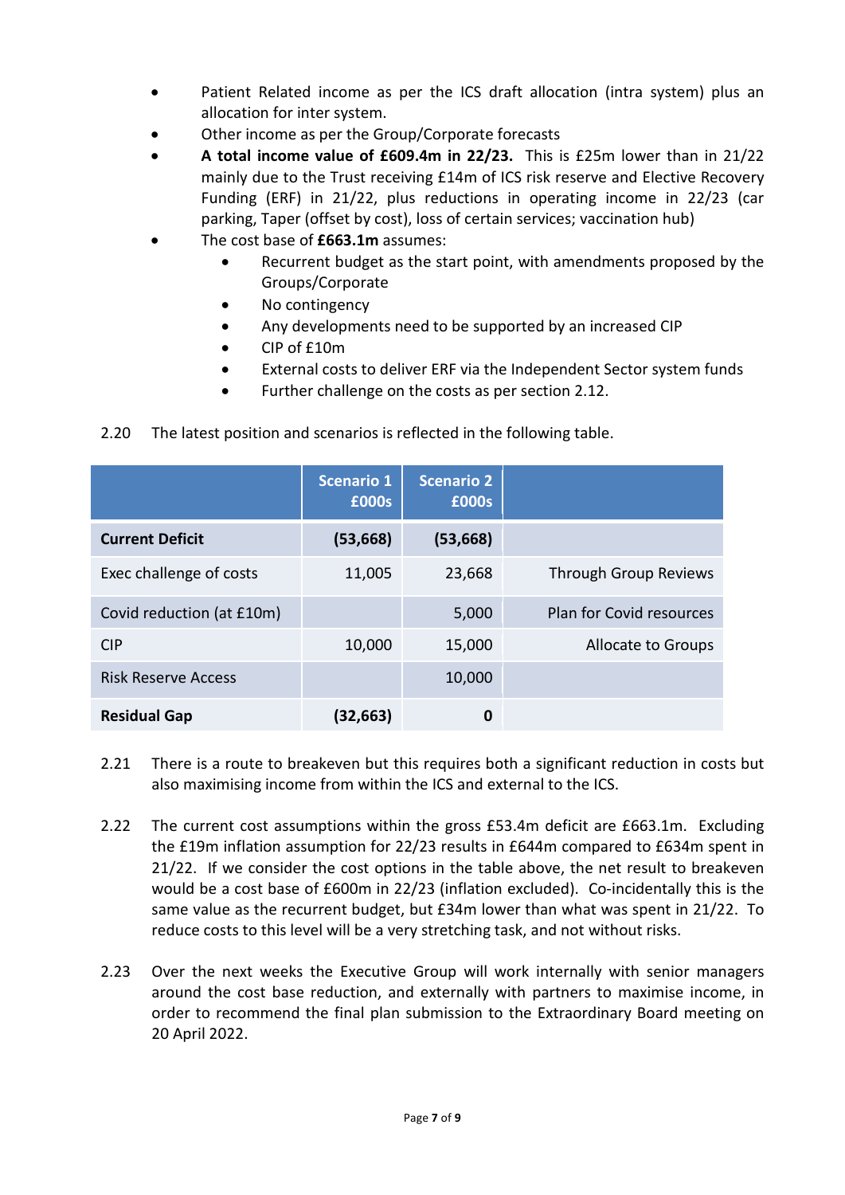- Patient Related income as per the ICS draft allocation (intra system) plus an allocation for inter system.
- Other income as per the Group/Corporate forecasts
- **A total income value of £609.4m in 22/23.** This is £25m lower than in 21/22 mainly due to the Trust receiving £14m of ICS risk reserve and Elective Recovery Funding (ERF) in 21/22, plus reductions in operating income in 22/23 (car parking, Taper (offset by cost), loss of certain services; vaccination hub)
- The cost base of **£663.1m** assumes:
    - Recurrent budget as the start point, with amendments proposed by the Groups/Corporate
    - No contingency
    - Any developments need to be supported by an increased CIP
    - CIP of £10m
    - External costs to deliver ERF via the Independent Sector system funds
    - Further challenge on the costs as per section 2.12.

2.20 The latest position and scenarios is reflected in the following table.

| | Scenario 1 £000s | Scenario 2 £000s | |
|---|---|---|---|
| **Current Deficit** | **(53,668)** | **(53,668)** | |
| Exec challenge of costs | 11,005 | 23,668 | Through Group Reviews |
| Covid reduction (at £10m) | | 5,000 | Plan for Covid resources |
| CIP | 10,000 | 15,000 | Allocate to Groups |
| Risk Reserve Access | | 10,000 | |
| **Residual Gap** | **(32,663)** | **0** | |

2.21 There is a route to breakeven but this requires both a significant reduction in costs but also maximising income from within the ICS and external to the ICS.

2.22 The current cost assumptions within the gross £53.4m deficit are £663.1m. Excluding the £19m inflation assumption for 22/23 results in £644m compared to £634m spent in 21/22. If we consider the cost options in the table above, the net result to breakeven would be a cost base of £600m in 22/23 (inflation excluded). Co-incidentally this is the same value as the recurrent budget, but £34m lower than what was spent in 21/22. To reduce costs to this level will be a very stretching task, and not without risks.

2.23 Over the next weeks the Executive Group will work internally with senior managers around the cost base reduction, and externally with partners to maximise income, in order to recommend the final plan submission to the Extraordinary Board meeting on 20 April 2022.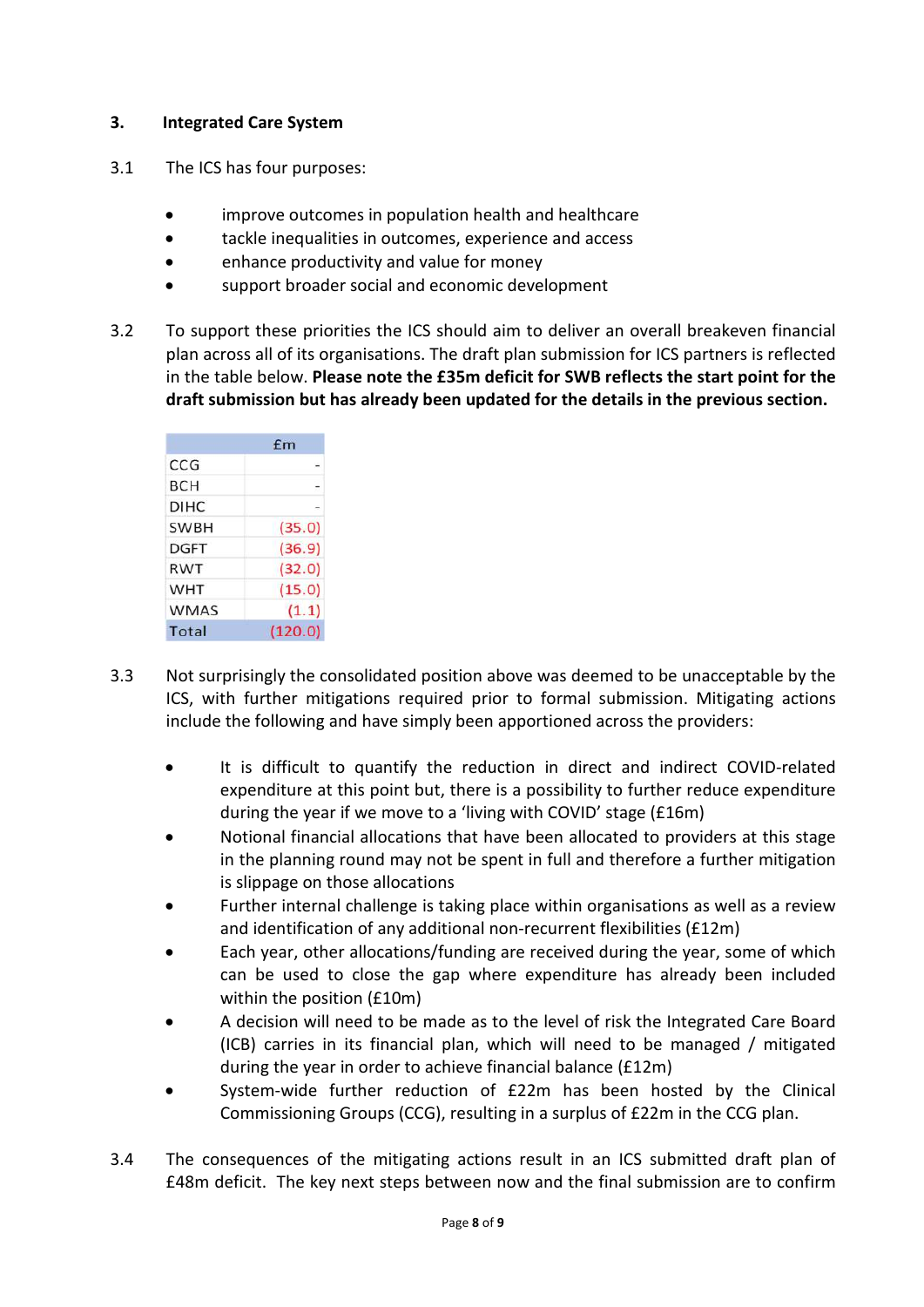## 3. Integrated Care System

3.1 The ICS has four purposes:

- improve outcomes in population health and healthcare
- tackle inequalities in outcomes, experience and access
- enhance productivity and value for money
- support broader social and economic development

3.2 To support these priorities the ICS should aim to deliver an overall breakeven financial plan across all of its organisations. The draft plan submission for ICS partners is reflected in the table below. **Please note the £35m deficit for SWB reflects the start point for the draft submission but has already been updated for the details in the previous section.**

| | £m |
|---|---|
| CCG | - |
| BCH | - |
| DIHC | - |
| SWBH | (35.0) |
| DGFT | (36.9) |
| RWT | (32.0) |
| WHT | (15.0) |
| WMAS | (1.1) |
| Total | (120.0) |

3.3 Not surprisingly the consolidated position above was deemed to be unacceptable by the ICS, with further mitigations required prior to formal submission. Mitigating actions include the following and have simply been apportioned across the providers:

- It is difficult to quantify the reduction in direct and indirect COVID-related expenditure at this point but, there is a possibility to further reduce expenditure during the year if we move to a 'living with COVID' stage (£16m)
- Notional financial allocations that have been allocated to providers at this stage in the planning round may not be spent in full and therefore a further mitigation is slippage on those allocations
- Further internal challenge is taking place within organisations as well as a review and identification of any additional non-recurrent flexibilities (£12m)
- Each year, other allocations/funding are received during the year, some of which can be used to close the gap where expenditure has already been included within the position (£10m)
- A decision will need to be made as to the level of risk the Integrated Care Board (ICB) carries in its financial plan, which will need to be managed / mitigated during the year in order to achieve financial balance (£12m)
- System-wide further reduction of £22m has been hosted by the Clinical Commissioning Groups (CCG), resulting in a surplus of £22m in the CCG plan.

3.4 The consequences of the mitigating actions result in an ICS submitted draft plan of £48m deficit. The key next steps between now and the final submission are to confirm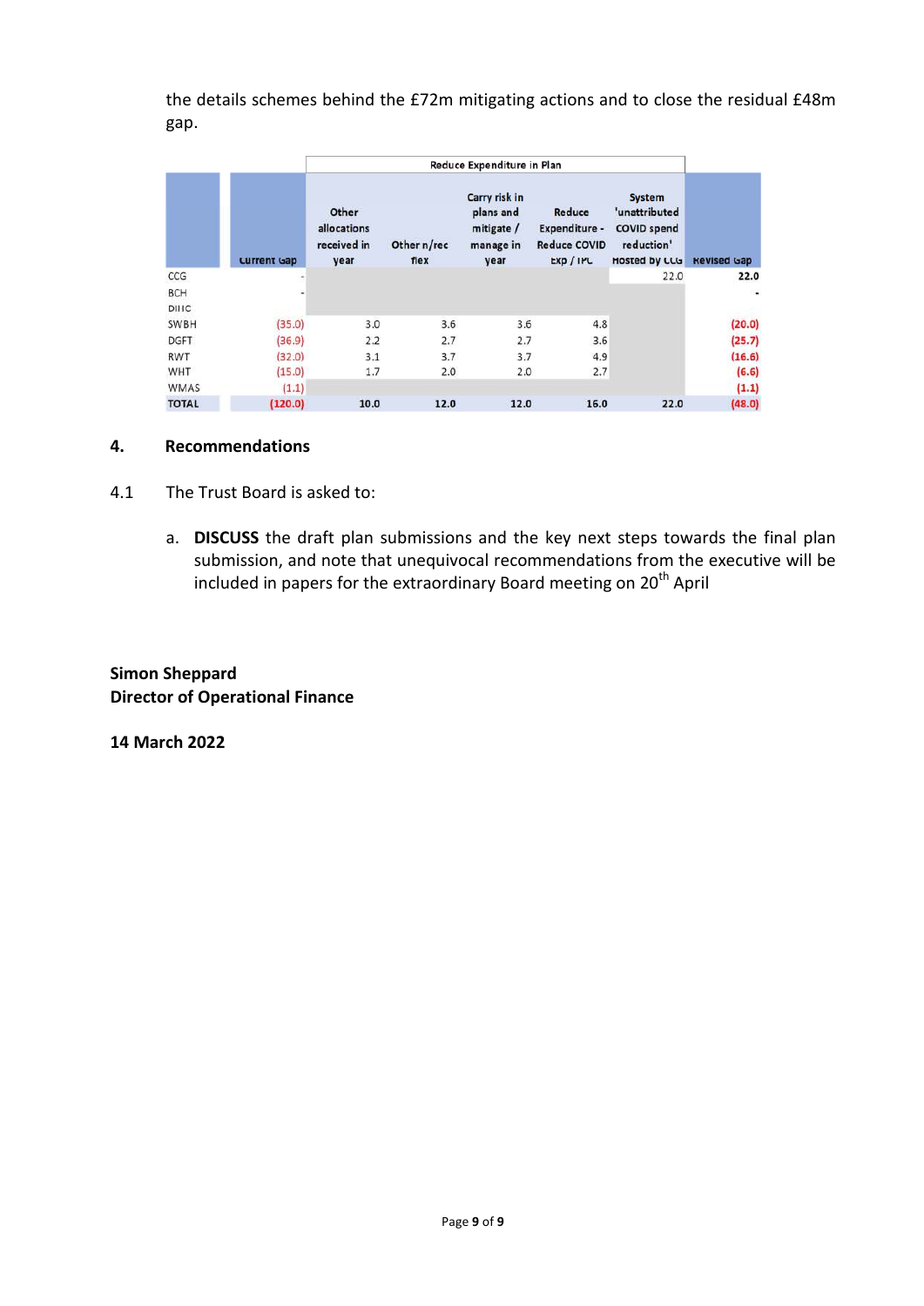the details schemes behind the £72m mitigating actions and to close the residual £48m gap.

| | | Reduce Expenditure in Plan | | | | | |
|---|---|---|---|---|---|---|---|
| | Current Gap | Other allocations received in year | Other n/rec flex | Carry risk in plans and mitigate / manage in year | Reduce Expenditure - Reduce COVID Exp / IPC | System 'unattributed COVID spend reduction' Hosted by CCG | Revised Gap |
| CCG | - | | | | | 22.0 | 22.0 |
| BCH | - | | | | | | - |
| DIHC | | | | | | | |
| SWBH | (35.0) | 3.0 | 3.6 | 3.6 | 4.8 | | (20.0) |
| DGFT | (36.9) | 2.2 | 2.7 | 2.7 | 3.6 | | (25.7) |
| RWT | (32.0) | 3.1 | 3.7 | 3.7 | 4.9 | | (16.6) |
| WHT | (15.0) | 1.7 | 2.0 | 2.0 | 2.7 | | (6.6) |
| WMAS | (1.1) | | | | | | (1.1) |
| TOTAL | (120.0) | 10.0 | 12.0 | 12.0 | 16.0 | 22.0 | (48.0) |

## 4. Recommendations

4.1 The Trust Board is asked to:

a. **DISCUSS** the draft plan submissions and the key next steps towards the final plan submission, and note that unequivocal recommendations from the executive will be included in papers for the extraordinary Board meeting on 20th April

**Simon Sheppard**
**Director of Operational Finance**

**14 March 2022**